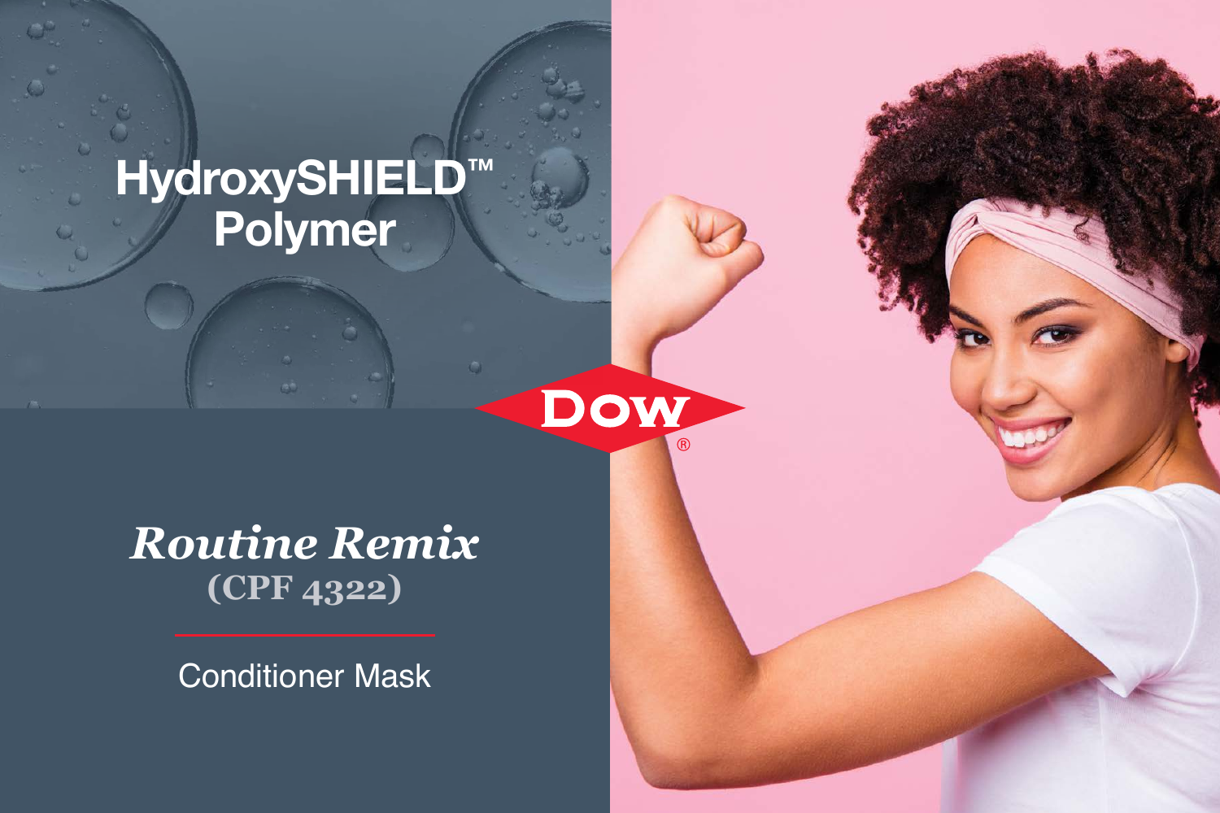# HydroxySHIELD™ Polymer

DOW®

## *Routine Remix*

**(CPF 4322)**

Conditioner Mask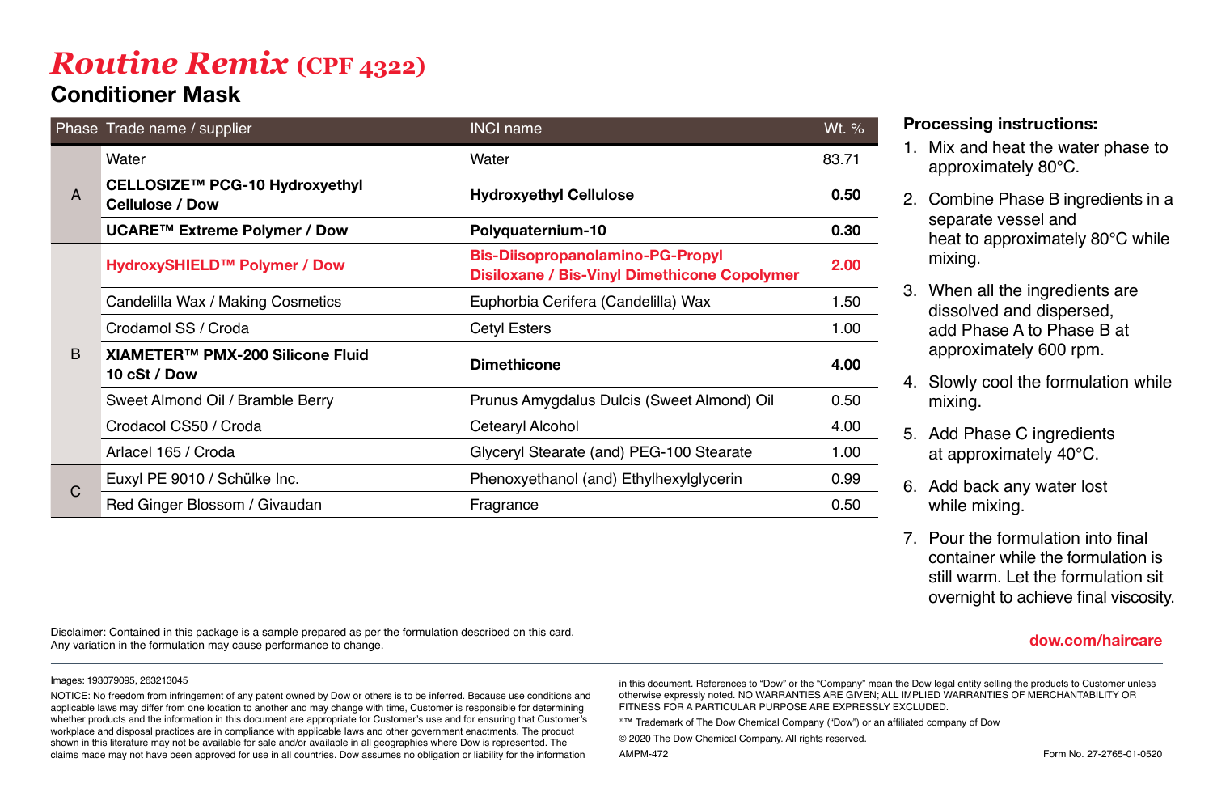# *Routine Remix* (CPF 4322)

## Conditioner Mask

| Phase | Trade name / supplier | INCI name | Wt. % |
|---|---|---|---|
| A | Water | Water | 83.71 |
| | **CELLOSIZE™ PCG-10 Hydroxyethyl Cellulose / Dow** | **Hydroxyethyl Cellulose** | **0.50** |
| | **UCARE™ Extreme Polymer / Dow** | **Polyquaternium-10** | **0.30** |
| B | **HydroxySHIELD™ Polymer / Dow** | **Bis-Diisopropanolamino-PG-Propyl Disiloxane / Bis-Vinyl Dimethicone Copolymer** | **2.00** |
| | Candelilla Wax / Making Cosmetics | Euphorbia Cerifera (Candelilla) Wax | 1.50 |
| | Crodamol SS / Croda | Cetyl Esters | 1.00 |
| | **XIAMETER™ PMX-200 Silicone Fluid 10 cSt / Dow** | **Dimethicone** | **4.00** |
| | Sweet Almond Oil / Bramble Berry | Prunus Amygdalus Dulcis (Sweet Almond) Oil | 0.50 |
| | Crodacol CS50 / Croda | Cetearyl Alcohol | 4.00 |
| | Arlacel 165 / Croda | Glyceryl Stearate (and) PEG-100 Stearate | 1.00 |
| C | Euxyl PE 9010 / Schülke Inc. | Phenoxyethanol (and) Ethylhexylglycerin | 0.99 |
| | Red Ginger Blossom / Givaudan | Fragrance | 0.50 |

**Processing instructions:**

1. Mix and heat the water phase to approximately 80°C.
2. Combine Phase B ingredients in a separate vessel and heat to approximately 80°C while mixing.
3. When all the ingredients are dissolved and dispersed, add Phase A to Phase B at approximately 600 rpm.
4. Slowly cool the formulation while mixing.
5. Add Phase C ingredients at approximately 40°C.
6. Add back any water lost while mixing.
7. Pour the formulation into final container while the formulation is still warm. Let the formulation sit overnight to achieve final viscosity.

Disclaimer: Contained in this package is a sample prepared as per the formulation described on this card. Any variation in the formulation may cause performance to change.

**dow.com/haircare**

Images: 193079095, 263213045

NOTICE: No freedom from infringement of any patent owned by Dow or others is to be inferred. Because use conditions and applicable laws may differ from one location to another and may change with time, Customer is responsible for determining whether products and the information in this document are appropriate for Customer's use and for ensuring that Customer's workplace and disposal practices are in compliance with applicable laws and other government enactments. The product shown in this literature may not be available for sale and/or available in all geographies where Dow is represented. The claims made may not have been approved for use in all countries. Dow assumes no obligation or liability for the information in this document. References to "Dow" or the "Company" mean the Dow legal entity selling the products to Customer unless otherwise expressly noted. NO WARRANTIES ARE GIVEN; ALL IMPLIED WARRANTIES OF MERCHANTABILITY OR FITNESS FOR A PARTICULAR PURPOSE ARE EXPRESSLY EXCLUDED.

®™ Trademark of The Dow Chemical Company ("Dow") or an affiliated company of Dow

© 2020 The Dow Chemical Company. All rights reserved.

AMPM-472

Form No. 27-2765-01-0520